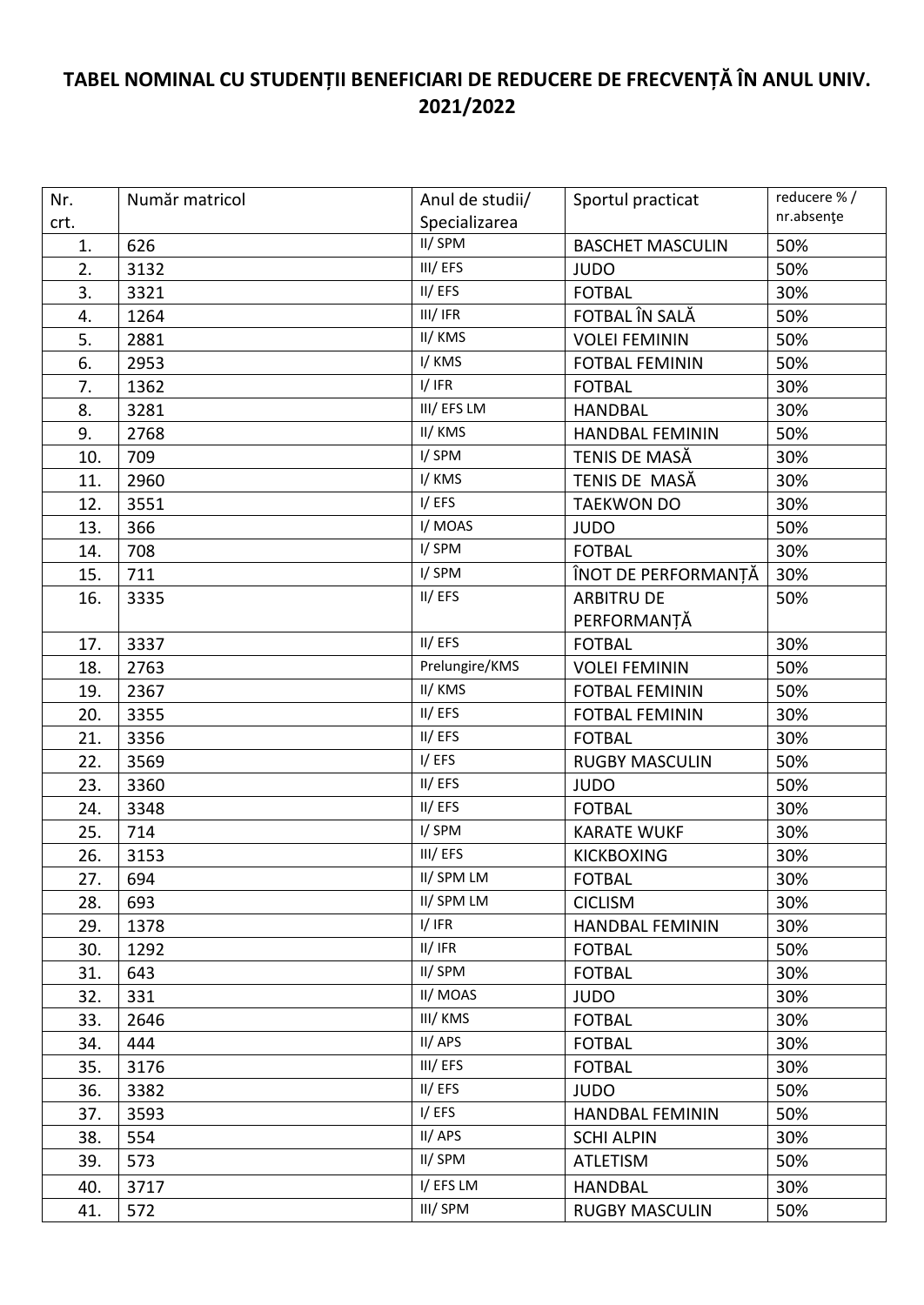**TABEL NOMINAL CU STUDENȚII BENEFICIARI DE REDUCERE DE FRECVENȚĂ ÎN ANUL UNIV. 2021/2022**

| Nr. crt. | Număr matricol | Anul de studii/ Specializarea | Sportul practicat | reducere % / nr.absenţe |
|---|---|---|---|---|
| 1. | 626 | II/ SPM | BASCHET MASCULIN | 50% |
| 2. | 3132 | III/ EFS | JUDO | 50% |
| 3. | 3321 | II/ EFS | FOTBAL | 30% |
| 4. | 1264 | III/ IFR | FOTBAL ÎN SALĂ | 50% |
| 5. | 2881 | II/ KMS | VOLEI FEMININ | 50% |
| 6. | 2953 | I/ KMS | FOTBAL FEMININ | 50% |
| 7. | 1362 | I/ IFR | FOTBAL | 30% |
| 8. | 3281 | III/ EFS LM | HANDBAL | 30% |
| 9. | 2768 | II/ KMS | HANDBAL FEMININ | 50% |
| 10. | 709 | I/ SPM | TENIS DE MASĂ | 30% |
| 11. | 2960 | I/ KMS | TENIS DE MASĂ | 30% |
| 12. | 3551 | I/ EFS | TAEKWON DO | 30% |
| 13. | 366 | I/ MOAS | JUDO | 50% |
| 14. | 708 | I/ SPM | FOTBAL | 30% |
| 15. | 711 | I/ SPM | ÎNOT DE PERFORMANȚĂ | 30% |
| 16. | 3335 | II/ EFS | ARBITRU DE PERFORMANȚĂ | 50% |
| 17. | 3337 | II/ EFS | FOTBAL | 30% |
| 18. | 2763 | Prelungire/KMS | VOLEI FEMININ | 50% |
| 19. | 2367 | II/ KMS | FOTBAL FEMININ | 50% |
| 20. | 3355 | II/ EFS | FOTBAL FEMININ | 30% |
| 21. | 3356 | II/ EFS | FOTBAL | 30% |
| 22. | 3569 | I/ EFS | RUGBY MASCULIN | 50% |
| 23. | 3360 | II/ EFS | JUDO | 50% |
| 24. | 3348 | II/ EFS | FOTBAL | 30% |
| 25. | 714 | I/ SPM | KARATE WUKF | 30% |
| 26. | 3153 | III/ EFS | KICKBOXING | 30% |
| 27. | 694 | II/ SPM LM | FOTBAL | 30% |
| 28. | 693 | II/ SPM LM | CICLISM | 30% |
| 29. | 1378 | I/ IFR | HANDBAL FEMININ | 30% |
| 30. | 1292 | II/ IFR | FOTBAL | 50% |
| 31. | 643 | II/ SPM | FOTBAL | 30% |
| 32. | 331 | II/ MOAS | JUDO | 30% |
| 33. | 2646 | III/ KMS | FOTBAL | 30% |
| 34. | 444 | II/ APS | FOTBAL | 30% |
| 35. | 3176 | III/ EFS | FOTBAL | 30% |
| 36. | 3382 | II/ EFS | JUDO | 50% |
| 37. | 3593 | I/ EFS | HANDBAL FEMININ | 50% |
| 38. | 554 | II/ APS | SCHI ALPIN | 30% |
| 39. | 573 | II/ SPM | ATLETISM | 50% |
| 40. | 3717 | I/ EFS LM | HANDBAL | 30% |
| 41. | 572 | III/ SPM | RUGBY MASCULIN | 50% |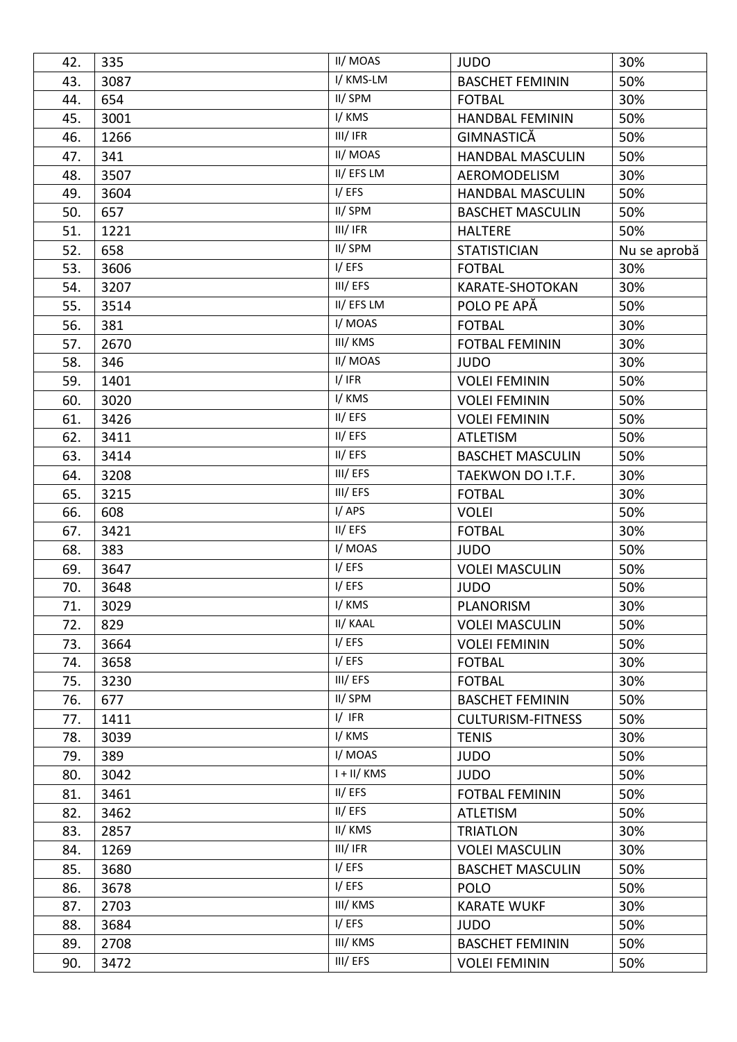| 42. | 335 | II/ MOAS | JUDO | 30% |
|---|---|---|---|---|
| 43. | 3087 | I/ KMS-LM | BASCHET FEMININ | 50% |
| 44. | 654 | II/ SPM | FOTBAL | 30% |
| 45. | 3001 | I/ KMS | HANDBAL FEMININ | 50% |
| 46. | 1266 | III/ IFR | GIMNASTICĂ | 50% |
| 47. | 341 | II/ MOAS | HANDBAL MASCULIN | 50% |
| 48. | 3507 | II/ EFS LM | AEROMODELISM | 30% |
| 49. | 3604 | I/ EFS | HANDBAL MASCULIN | 50% |
| 50. | 657 | II/ SPM | BASCHET MASCULIN | 50% |
| 51. | 1221 | III/ IFR | HALTERE | 50% |
| 52. | 658 | II/ SPM | STATISTICIAN | Nu se aprobă |
| 53. | 3606 | I/ EFS | FOTBAL | 30% |
| 54. | 3207 | III/ EFS | KARATE-SHOTOKAN | 30% |
| 55. | 3514 | II/ EFS LM | POLO PE APĂ | 50% |
| 56. | 381 | I/ MOAS | FOTBAL | 30% |
| 57. | 2670 | III/ KMS | FOTBAL FEMININ | 30% |
| 58. | 346 | II/ MOAS | JUDO | 30% |
| 59. | 1401 | I/ IFR | VOLEI FEMININ | 50% |
| 60. | 3020 | I/ KMS | VOLEI FEMININ | 50% |
| 61. | 3426 | II/ EFS | VOLEI FEMININ | 50% |
| 62. | 3411 | II/ EFS | ATLETISM | 50% |
| 63. | 3414 | II/ EFS | BASCHET MASCULIN | 50% |
| 64. | 3208 | III/ EFS | TAEKWON DO I.T.F. | 30% |
| 65. | 3215 | III/ EFS | FOTBAL | 30% |
| 66. | 608 | I/ APS | VOLEI | 50% |
| 67. | 3421 | II/ EFS | FOTBAL | 30% |
| 68. | 383 | I/ MOAS | JUDO | 50% |
| 69. | 3647 | I/ EFS | VOLEI MASCULIN | 50% |
| 70. | 3648 | I/ EFS | JUDO | 50% |
| 71. | 3029 | I/ KMS | PLANORISM | 30% |
| 72. | 829 | II/ KAAL | VOLEI MASCULIN | 50% |
| 73. | 3664 | I/ EFS | VOLEI FEMININ | 50% |
| 74. | 3658 | I/ EFS | FOTBAL | 30% |
| 75. | 3230 | III/ EFS | FOTBAL | 30% |
| 76. | 677 | II/ SPM | BASCHET FEMININ | 50% |
| 77. | 1411 | I/ IFR | CULTURISM-FITNESS | 50% |
| 78. | 3039 | I/ KMS | TENIS | 30% |
| 79. | 389 | I/ MOAS | JUDO | 50% |
| 80. | 3042 | I + II/ KMS | JUDO | 50% |
| 81. | 3461 | II/ EFS | FOTBAL FEMININ | 50% |
| 82. | 3462 | II/ EFS | ATLETISM | 50% |
| 83. | 2857 | II/ KMS | TRIATLON | 30% |
| 84. | 1269 | III/ IFR | VOLEI MASCULIN | 30% |
| 85. | 3680 | I/ EFS | BASCHET MASCULIN | 50% |
| 86. | 3678 | I/ EFS | POLO | 50% |
| 87. | 2703 | III/ KMS | KARATE WUKF | 30% |
| 88. | 3684 | I/ EFS | JUDO | 50% |
| 89. | 2708 | III/ KMS | BASCHET FEMININ | 50% |
| 90. | 3472 | III/ EFS | VOLEI FEMININ | 50% |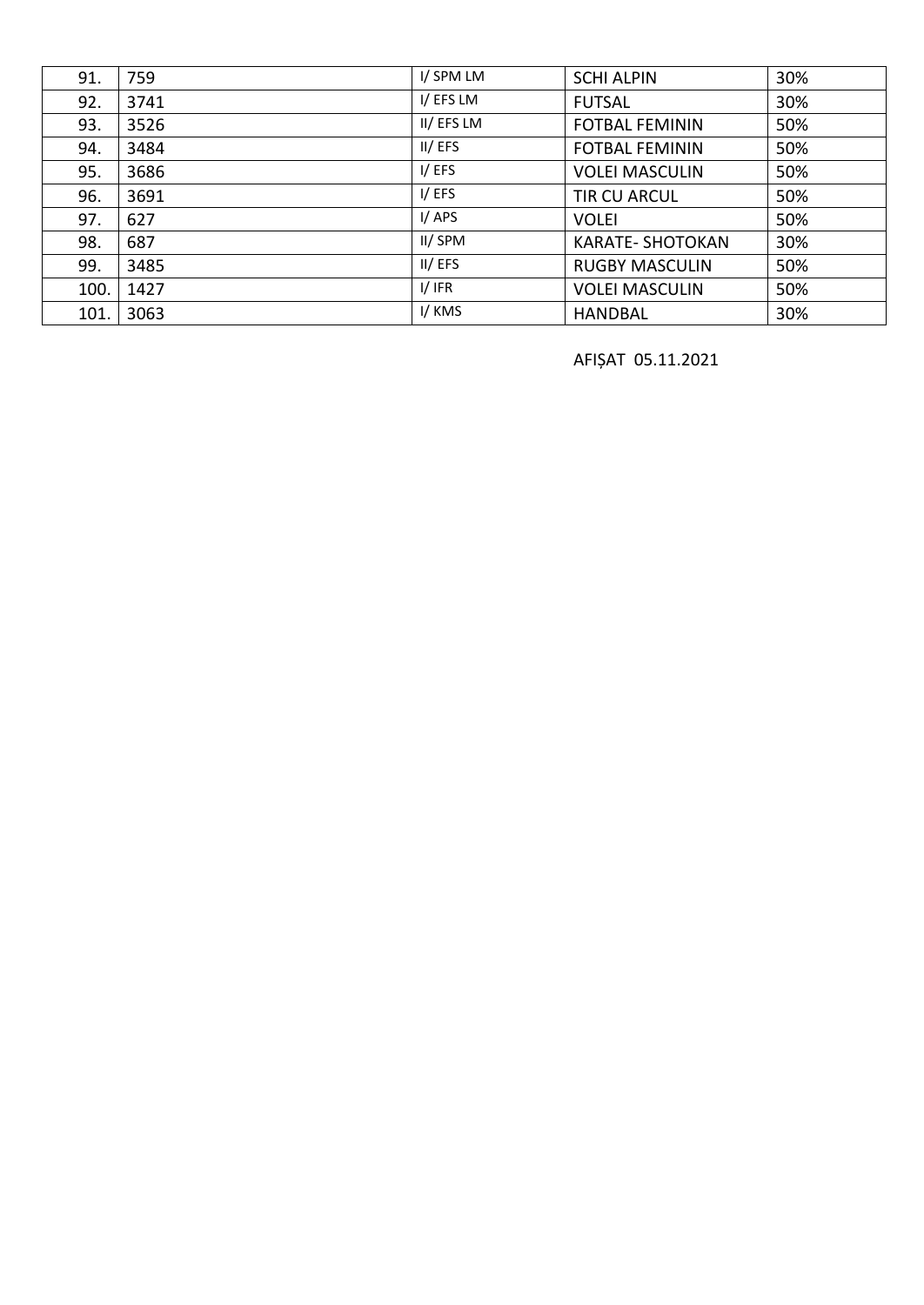| | | | | |
|---|---|---|---|---|
| 91. | 759 | I/ SPM LM | SCHI ALPIN | 30% |
| 92. | 3741 | I/ EFS LM | FUTSAL | 30% |
| 93. | 3526 | II/ EFS LM | FOTBAL FEMININ | 50% |
| 94. | 3484 | II/ EFS | FOTBAL FEMININ | 50% |
| 95. | 3686 | I/ EFS | VOLEI MASCULIN | 50% |
| 96. | 3691 | I/ EFS | TIR CU ARCUL | 50% |
| 97. | 627 | I/ APS | VOLEI | 50% |
| 98. | 687 | II/ SPM | KARATE- SHOTOKAN | 30% |
| 99. | 3485 | II/ EFS | RUGBY MASCULIN | 50% |
| 100. | 1427 | I/ IFR | VOLEI MASCULIN | 50% |
| 101. | 3063 | I/ KMS | HANDBAL | 30% |

AFIȘAT 05.11.2021